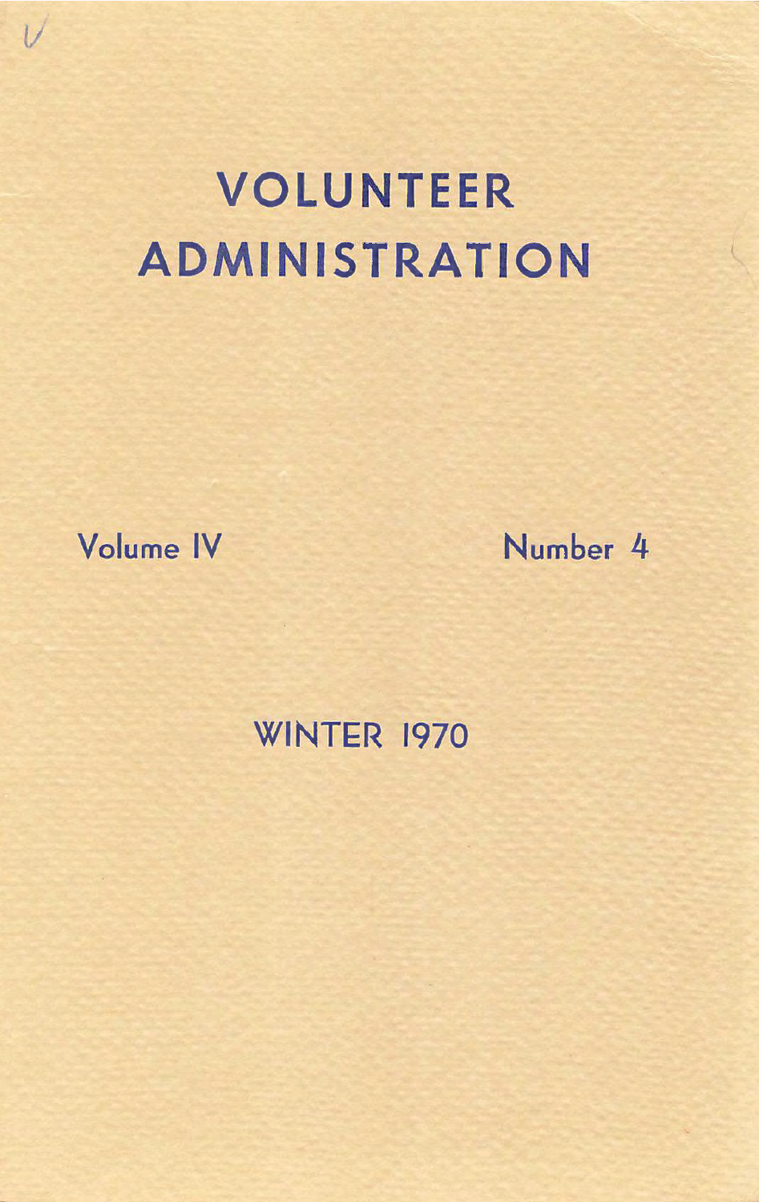# VOLUNTEER ADMINISTRATION

Volume IV

Number 4

WINTER 1970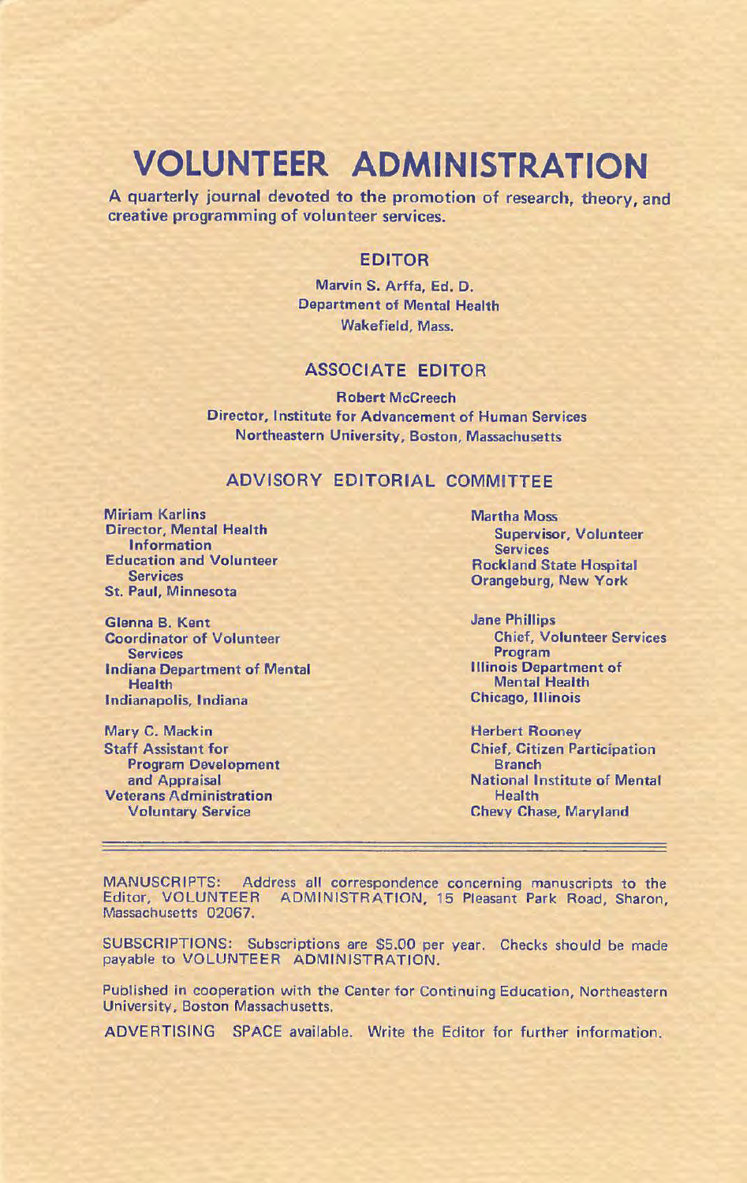# VOLUNTEER ADMINISTRATION

**A quarterly journal devoted to the promotion of research, theory, and creative programming of volunteer services.**

## EDITOR

Marvin S. Arffa, Ed. D.
Department of Mental Health
Wakefield, Mass.

## ASSOCIATE EDITOR

Robert McCreech
Director, Institute for Advancement of Human Services
Northeastern University, Boston, Massachusetts

## ADVISORY EDITORIAL COMMITTEE

Miriam Karlins
Director, Mental Health Information
Education and Volunteer Services
St. Paul, Minnesota

Glenna B. Kent
Coordinator of Volunteer Services
Indiana Department of Mental Health
Indianapolis, Indiana

Mary C. Mackin
Staff Assistant for Program Development and Appraisal
Veterans Administration Voluntary Service

Martha Moss
Supervisor, Volunteer Services
Rockland State Hospital
Orangeburg, New York

Jane Phillips
Chief, Volunteer Services Program
Illinois Department of Mental Health
Chicago, Illinois

Herbert Rooney
Chief, Citizen Participation Branch
National Institute of Mental Health
Chevy Chase, Maryland

---

MANUSCRIPTS: Address all correspondence concerning manuscripts to the Editor, VOLUNTEER ADMINISTRATION, 15 Pleasant Park Road, Sharon, Massachusetts 02067.

SUBSCRIPTIONS: Subscriptions are $5.00 per year. Checks should be made payable to VOLUNTEER ADMINISTRATION.

Published in cooperation with the Center for Continuing Education, Northeastern University, Boston Massachusetts.

ADVERTISING SPACE available. Write the Editor for further information.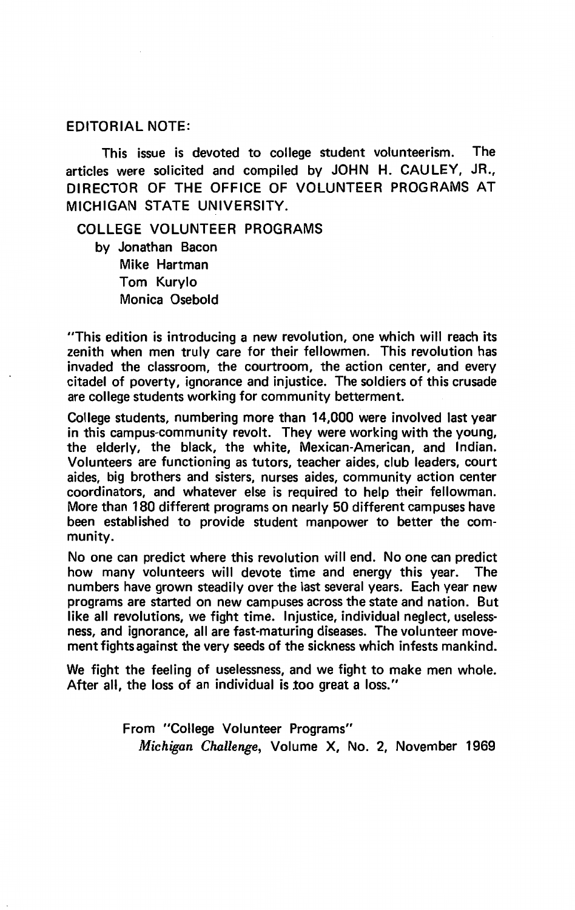EDITORIAL NOTE:

This issue is devoted to college student volunteerism. The articles were solicited and compiled by JOHN H. CAULEY, JR., DIRECTOR OF THE OFFICE OF VOLUNTEER PROGRAMS AT MICHIGAN STATE UNIVERSITY.

## COLLEGE VOLUNTEER PROGRAMS

by Jonathan Bacon
Mike Hartman
Tom Kurylo
Monica Osebold

"This edition is introducing a new revolution, one which will reach its zenith when men truly care for their fellowmen. This revolution has invaded the classroom, the courtroom, the action center, and every citadel of poverty, ignorance and injustice. The soldiers of this crusade are college students working for community betterment.

College students, numbering more than 14,000 were involved last year in this campus-community revolt. They were working with the young, the elderly, the black, the white, Mexican-American, and Indian. Volunteers are functioning as tutors, teacher aides, club leaders, court aides, big brothers and sisters, nurses aides, community action center coordinators, and whatever else is required to help their fellowman. More than 180 different programs on nearly 50 different campuses have been established to provide student manpower to better the community.

No one can predict where this revolution will end. No one can predict how many volunteers will devote time and energy this year. The numbers have grown steadily over the last several years. Each year new programs are started on new campuses across the state and nation. But like all revolutions, we fight time. Injustice, individual neglect, uselessness, and ignorance, all are fast-maturing diseases. The volunteer movement fights against the very seeds of the sickness which infests mankind.

We fight the feeling of uselessness, and we fight to make men whole. After all, the loss of an individual is too great a loss."

From "College Volunteer Programs"
*Michigan Challenge*, Volume X, No. 2, November 1969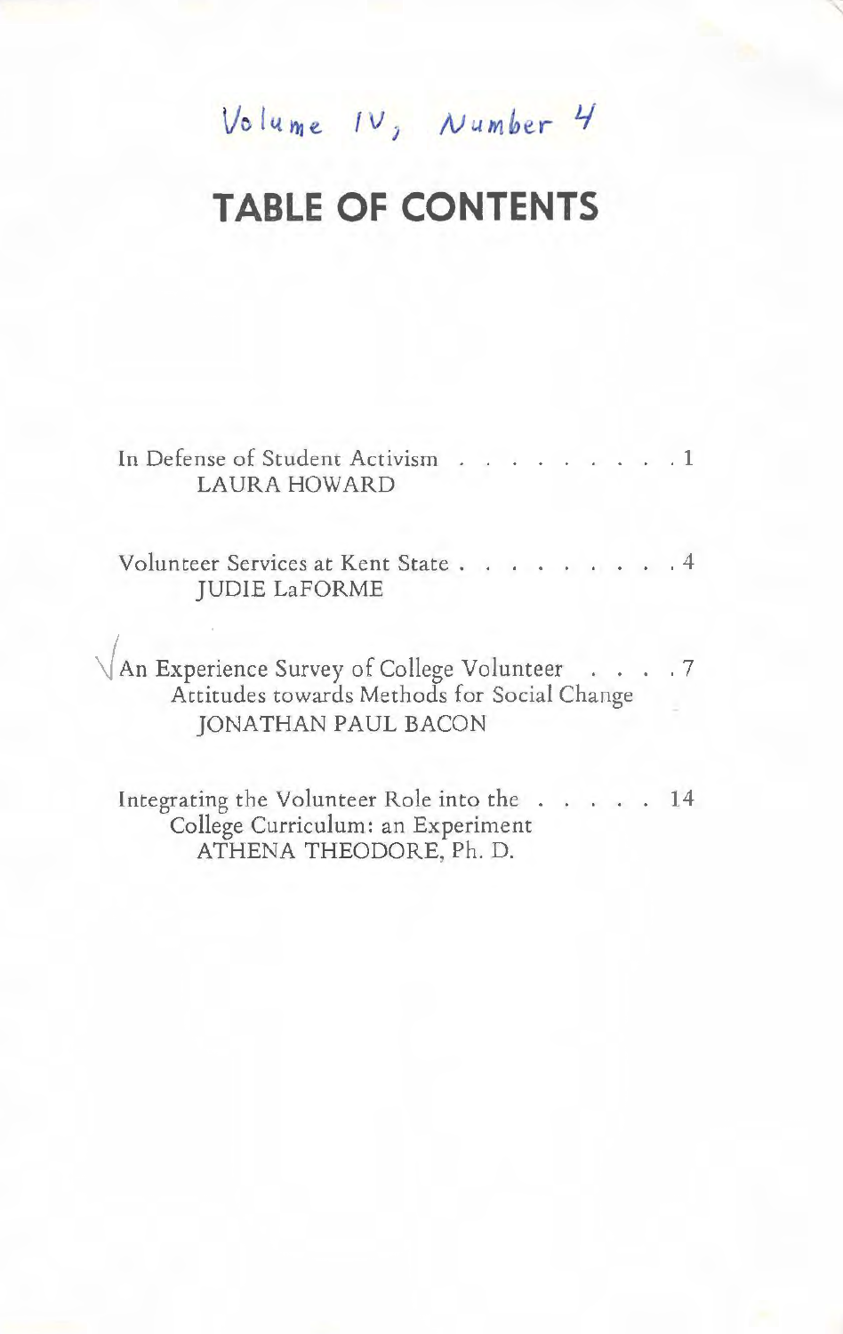Volume IV, Number 4

# TABLE OF CONTENTS

In Defense of Student Activism . . . . . . . . . . 1
LAURA HOWARD

Volunteer Services at Kent State . . . . . . . . . . 4
JUDIE LaFORME

√ An Experience Survey of College Volunteer . . . . 7
Attitudes towards Methods for Social Change
JONATHAN PAUL BACON

Integrating the Volunteer Role into the . . . . . 14
College Curriculum: an Experiment
ATHENA THEODORE, Ph. D.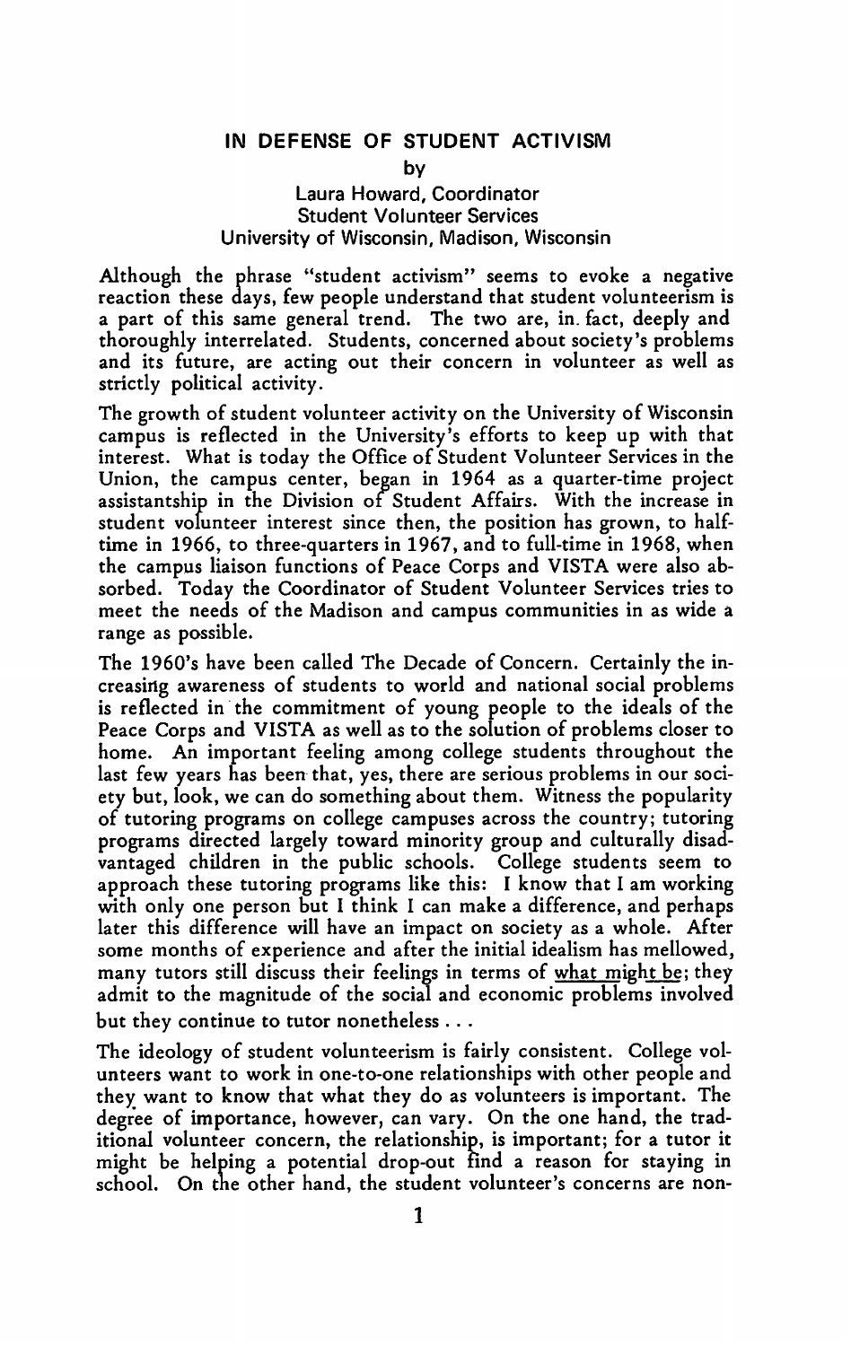## IN DEFENSE OF STUDENT ACTIVISM

by

Laura Howard, Coordinator
Student Volunteer Services
University of Wisconsin, Madison, Wisconsin

Although the phrase "student activism" seems to evoke a negative reaction these days, few people understand that student volunteerism is a part of this same general trend. The two are, in fact, deeply and thoroughly interrelated. Students, concerned about society's problems and its future, are acting out their concern in volunteer as well as strictly political activity.

The growth of student volunteer activity on the University of Wisconsin campus is reflected in the University's efforts to keep up with that interest. What is today the Office of Student Volunteer Services in the Union, the campus center, began in 1964 as a quarter-time project assistantship in the Division of Student Affairs. With the increase in student volunteer interest since then, the position has grown, to half-time in 1966, to three-quarters in 1967, and to full-time in 1968, when the campus liaison functions of Peace Corps and VISTA were also absorbed. Today the Coordinator of Student Volunteer Services tries to meet the needs of the Madison and campus communities in as wide a range as possible.

The 1960's have been called The Decade of Concern. Certainly the increasing awareness of students to world and national social problems is reflected in the commitment of young people to the ideals of the Peace Corps and VISTA as well as to the solution of problems closer to home. An important feeling among college students throughout the last few years has been that, yes, there are serious problems in our society but, look, we can do something about them. Witness the popularity of tutoring programs on college campuses across the country; tutoring programs directed largely toward minority group and culturally disadvantaged children in the public schools. College students seem to approach these tutoring programs like this: I know that I am working with only one person but I think I can make a difference, and perhaps later this difference will have an impact on society as a whole. After some months of experience and after the initial idealism has mellowed, many tutors still discuss their feelings in terms of <u>what might be</u>; they admit to the magnitude of the social and economic problems involved but they continue to tutor nonetheless . . .

The ideology of student volunteerism is fairly consistent. College volunteers want to work in one-to-one relationships with other people and they want to know that what they do as volunteers is important. The degree of importance, however, can vary. On the one hand, the traditional volunteer concern, the relationship, is important; for a tutor it might be helping a potential drop-out find a reason for staying in school. On the other hand, the student volunteer's concerns are non-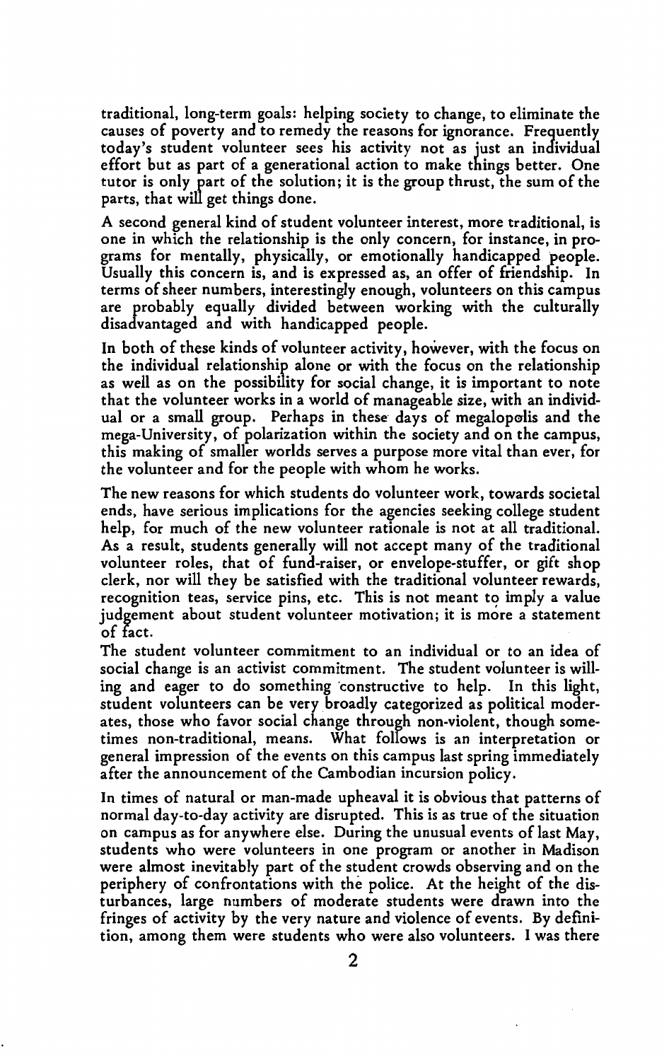traditional, long-term goals: helping society to change, to eliminate the causes of poverty and to remedy the reasons for ignorance. Frequently today's student volunteer sees his activity not as just an individual effort but as part of a generational action to make things better. One tutor is only part of the solution; it is the group thrust, the sum of the parts, that will get things done.

A second general kind of student volunteer interest, more traditional, is one in which the relationship is the only concern, for instance, in programs for mentally, physically, or emotionally handicapped people. Usually this concern is, and is expressed as, an offer of friendship. In terms of sheer numbers, interestingly enough, volunteers on this campus are probably equally divided between working with the culturally disadvantaged and with handicapped people.

In both of these kinds of volunteer activity, however, with the focus on the individual relationship alone or with the focus on the relationship as well as on the possibility for social change, it is important to note that the volunteer works in a world of manageable size, with an individual or a small group. Perhaps in these days of megalopolis and the mega-University, of polarization within the society and on the campus, this making of smaller worlds serves a purpose more vital than ever, for the volunteer and for the people with whom he works.

The new reasons for which students do volunteer work, towards societal ends, have serious implications for the agencies seeking college student help, for much of the new volunteer rationale is not at all traditional. As a result, students generally will not accept many of the traditional volunteer roles, that of fund-raiser, or envelope-stuffer, or gift shop clerk, nor will they be satisfied with the traditional volunteer rewards, recognition teas, service pins, etc. This is not meant to imply a value judgement about student volunteer motivation; it is more a statement of fact.

The student volunteer commitment to an individual or to an idea of social change is an activist commitment. The student volunteer is willing and eager to do something constructive to help. In this light, student volunteers can be very broadly categorized as political moderates, those who favor social change through non-violent, though sometimes non-traditional, means. What follows is an interpretation or general impression of the events on this campus last spring immediately after the announcement of the Cambodian incursion policy.

In times of natural or man-made upheaval it is obvious that patterns of normal day-to-day activity are disrupted. This is as true of the situation on campus as for anywhere else. During the unusual events of last May, students who were volunteers in one program or another in Madison were almost inevitably part of the student crowds observing and on the periphery of confrontations with the police. At the height of the disturbances, large numbers of moderate students were drawn into the fringes of activity by the very nature and violence of events. By definition, among them were students who were also volunteers. I was there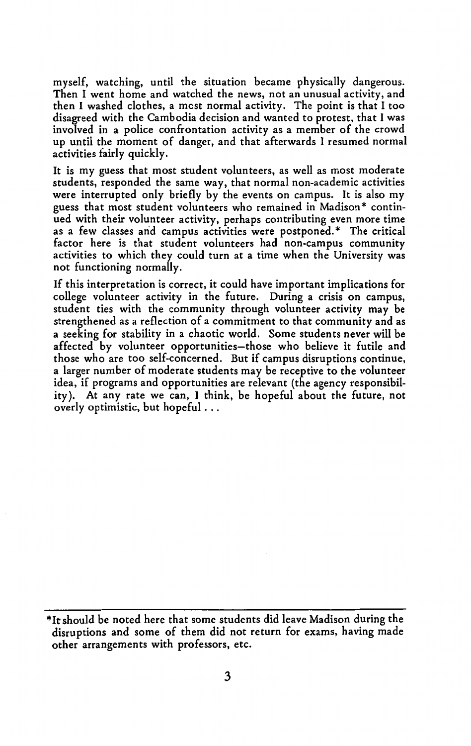myself, watching, until the situation became physically dangerous. Then I went home and watched the news, not an unusual activity, and then I washed clothes, a most normal activity. The point is that I too disagreed with the Cambodia decision and wanted to protest, that I was involved in a police confrontation activity as a member of the crowd up until the moment of danger, and that afterwards I resumed normal activities fairly quickly.

It is my guess that most student volunteers, as well as most moderate students, responded the same way, that normal non-academic activities were interrupted only briefly by the events on campus. It is also my guess that most student volunteers who remained in Madison* continued with their volunteer activity, perhaps contributing even more time as a few classes and campus activities were postponed.* The critical factor here is that student volunteers had non-campus community activities to which they could turn at a time when the University was not functioning normally.

If this interpretation is correct, it could have important implications for college volunteer activity in the future. During a crisis on campus, student ties with the community through volunteer activity may be strengthened as a reflection of a commitment to that community and as a seeking for stability in a chaotic world. Some students never will be affected by volunteer opportunities—those who believe it futile and those who are too self-concerned. But if campus disruptions continue, a larger number of moderate students may be receptive to the volunteer idea, if programs and opportunities are relevant (the agency responsibility). At any rate we can, I think, be hopeful about the future, not overly optimistic, but hopeful . . .

---

*It should be noted here that some students did leave Madison during the disruptions and some of them did not return for exams, having made other arrangements with professors, etc.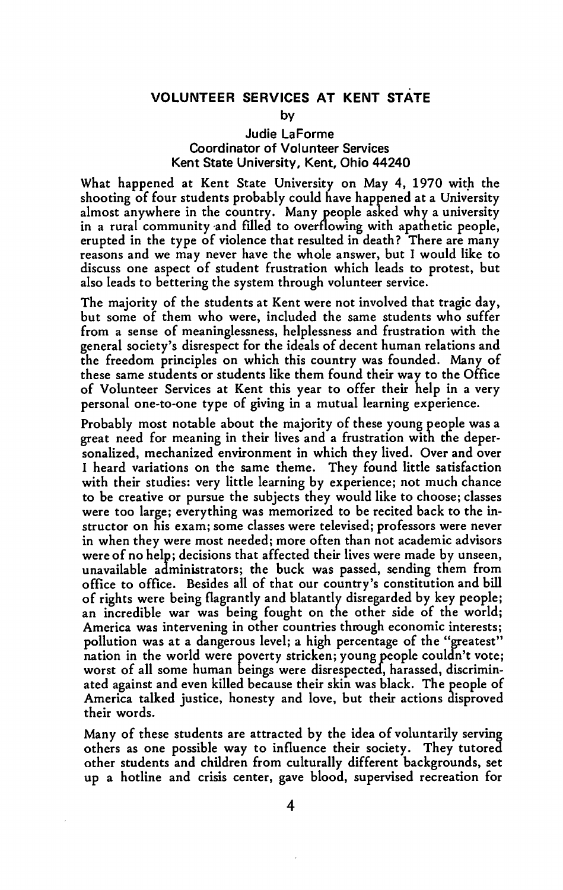## VOLUNTEER SERVICES AT KENT STATE

by

Judie LaForme
Coordinator of Volunteer Services
Kent State University, Kent, Ohio 44240

What happened at Kent State University on May 4, 1970 with the shooting of four students probably could have happened at a University almost anywhere in the country. Many people asked why a university in a rural community and filled to overflowing with apathetic people, erupted in the type of violence that resulted in death? There are many reasons and we may never have the whole answer, but I would like to discuss one aspect of student frustration which leads to protest, but also leads to bettering the system through volunteer service.

The majority of the students at Kent were not involved that tragic day, but some of them who were, included the same students who suffer from a sense of meaninglessness, helplessness and frustration with the general society's disrespect for the ideals of decent human relations and the freedom principles on which this country was founded. Many of these same students or students like them found their way to the Office of Volunteer Services at Kent this year to offer their help in a very personal one-to-one type of giving in a mutual learning experience.

Probably most notable about the majority of these young people was a great need for meaning in their lives and a frustration with the depersonalized, mechanized environment in which they lived. Over and over I heard variations on the same theme. They found little satisfaction with their studies: very little learning by experience; not much chance to be creative or pursue the subjects they would like to choose; classes were too large; everything was memorized to be recited back to the instructor on his exam; some classes were televised; professors were never in when they were most needed; more often than not academic advisors were of no help; decisions that affected their lives were made by unseen, unavailable administrators; the buck was passed, sending them from office to office. Besides all of that our country's constitution and bill of rights were being flagrantly and blatantly disregarded by key people; an incredible war was being fought on the other side of the world; America was intervening in other countries through economic interests; pollution was at a dangerous level; a high percentage of the "greatest" nation in the world were poverty stricken; young people couldn't vote; worst of all some human beings were disrespected, harassed, discriminated against and even killed because their skin was black. The people of America talked justice, honesty and love, but their actions disproved their words.

Many of these students are attracted by the idea of voluntarily serving others as one possible way to influence their society. They tutored other students and children from culturally different backgrounds, set up a hotline and crisis center, gave blood, supervised recreation for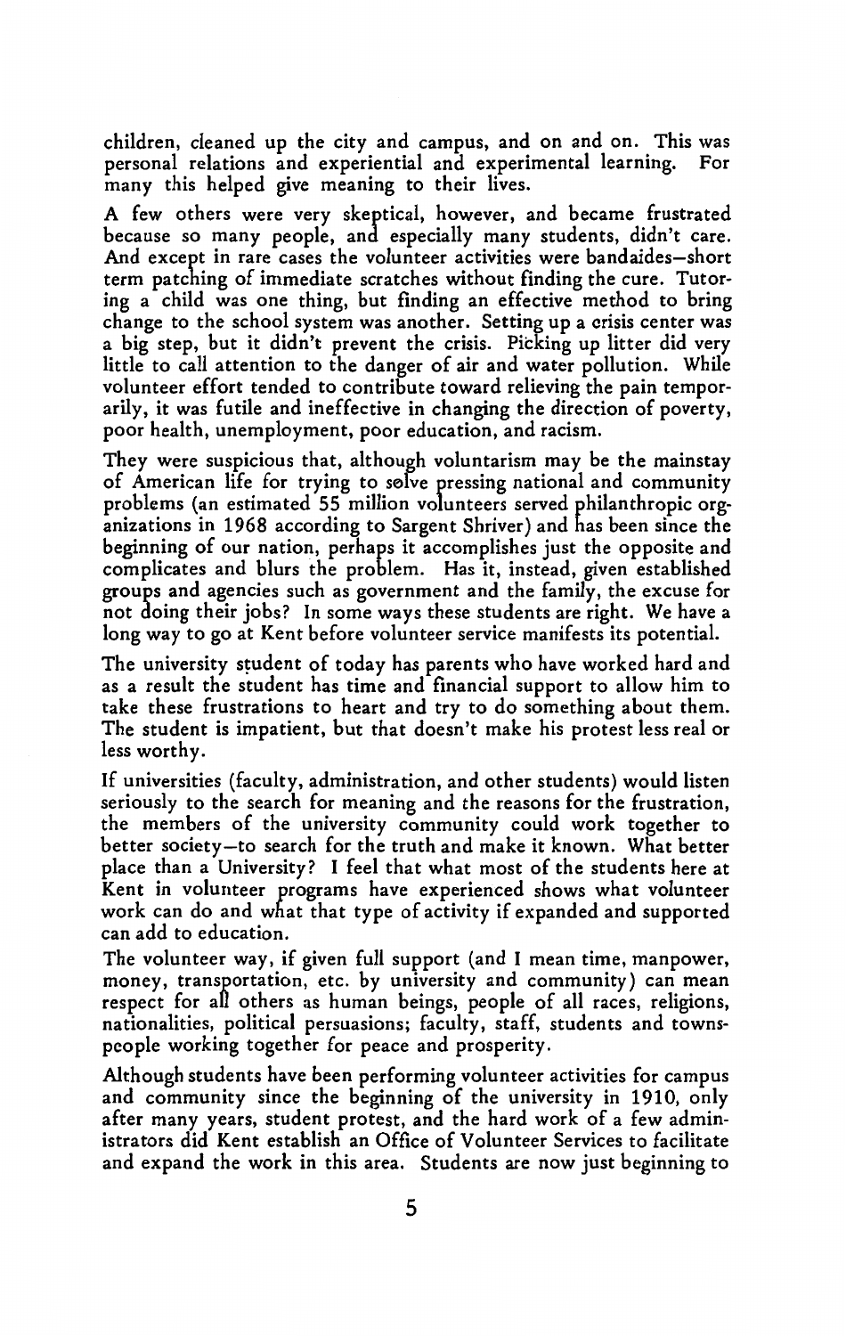children, cleaned up the city and campus, and on and on. This was personal relations and experiential and experimental learning. For many this helped give meaning to their lives.

A few others were very skeptical, however, and became frustrated because so many people, and especially many students, didn't care. And except in rare cases the volunteer activities were bandaides—short term patching of immediate scratches without finding the cure. Tutoring a child was one thing, but finding an effective method to bring change to the school system was another. Setting up a crisis center was a big step, but it didn't prevent the crisis. Picking up litter did very little to call attention to the danger of air and water pollution. While volunteer effort tended to contribute toward relieving the pain temporarily, it was futile and ineffective in changing the direction of poverty, poor health, unemployment, poor education, and racism.

They were suspicious that, although voluntarism may be the mainstay of American life for trying to solve pressing national and community problems (an estimated 55 million volunteers served philanthropic organizations in 1968 according to Sargent Shriver) and has been since the beginning of our nation, perhaps it accomplishes just the opposite and complicates and blurs the problem. Has it, instead, given established groups and agencies such as government and the family, the excuse for not doing their jobs? In some ways these students are right. We have a long way to go at Kent before volunteer service manifests its potential.

The university student of today has parents who have worked hard and as a result the student has time and financial support to allow him to take these frustrations to heart and try to do something about them. The student is impatient, but that doesn't make his protest less real or less worthy.

If universities (faculty, administration, and other students) would listen seriously to the search for meaning and the reasons for the frustration, the members of the university community could work together to better society—to search for the truth and make it known. What better place than a University? I feel that what most of the students here at Kent in volunteer programs have experienced shows what volunteer work can do and what that type of activity if expanded and supported can add to education.

The volunteer way, if given full support (and I mean time, manpower, money, transportation, etc. by university and community) can mean respect for all others as human beings, people of all races, religions, nationalities, political persuasions; faculty, staff, students and townspeople working together for peace and prosperity.

Although students have been performing volunteer activities for campus and community since the beginning of the university in 1910, only after many years, student protest, and the hard work of a few administrators did Kent establish an Office of Volunteer Services to facilitate and expand the work in this area. Students are now just beginning to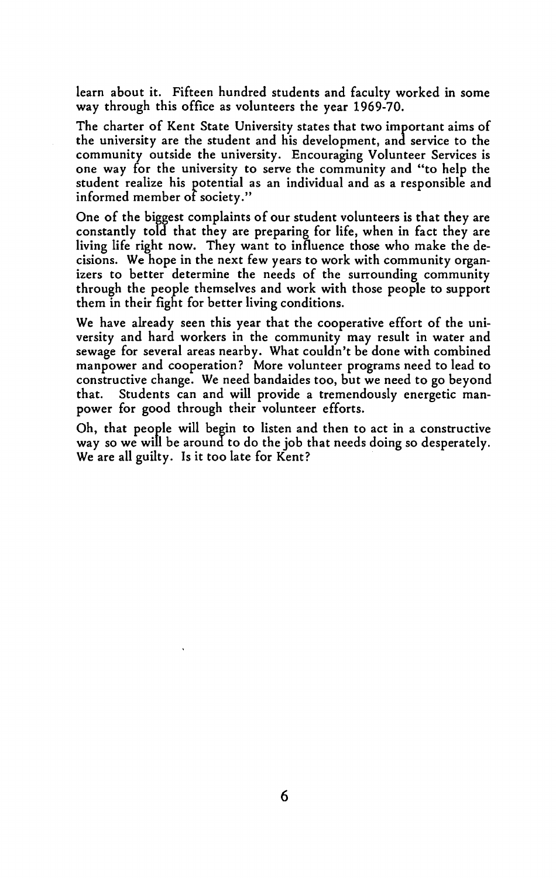learn about it. Fifteen hundred students and faculty worked in some way through this office as volunteers the year 1969-70.

The charter of Kent State University states that two important aims of the university are the student and his development, and service to the community outside the university. Encouraging Volunteer Services is one way for the university to serve the community and "to help the student realize his potential as an individual and as a responsible and informed member of society."

One of the biggest complaints of our student volunteers is that they are constantly told that they are preparing for life, when in fact they are living life right now. They want to influence those who make the decisions. We hope in the next few years to work with community organizers to better determine the needs of the surrounding community through the people themselves and work with those people to support them in their fight for better living conditions.

We have already seen this year that the cooperative effort of the university and hard workers in the community may result in water and sewage for several areas nearby. What couldn't be done with combined manpower and cooperation? More volunteer programs need to lead to constructive change. We need bandaides too, but we need to go beyond that. Students can and will provide a tremendously energetic manpower for good through their volunteer efforts.

Oh, that people will begin to listen and then to act in a constructive way so we will be around to do the job that needs doing so desperately. We are all guilty. Is it too late for Kent?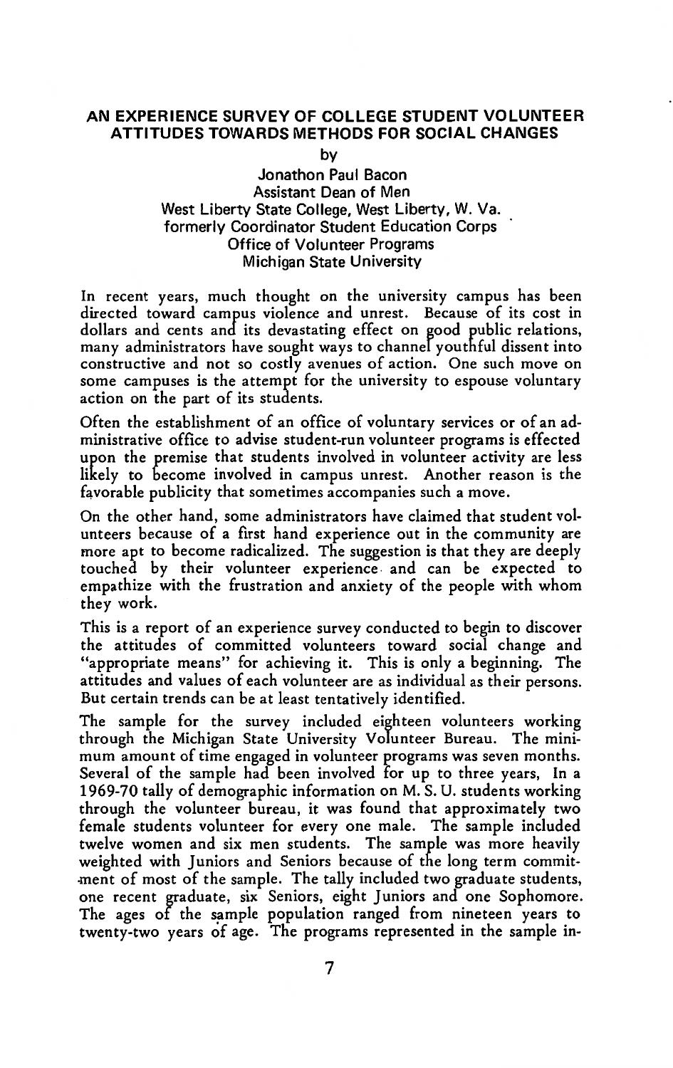## AN EXPERIENCE SURVEY OF COLLEGE STUDENT VOLUNTEER ATTITUDES TOWARDS METHODS FOR SOCIAL CHANGES

by

Jonathon Paul Bacon
Assistant Dean of Men
West Liberty State College, West Liberty, W. Va.
formerly Coordinator Student Education Corps
Office of Volunteer Programs
Michigan State University

In recent years, much thought on the university campus has been directed toward campus violence and unrest. Because of its cost in dollars and cents and its devastating effect on good public relations, many administrators have sought ways to channel youthful dissent into constructive and not so costly avenues of action. One such move on some campuses is the attempt for the university to espouse voluntary action on the part of its students.

Often the establishment of an office of voluntary services or of an administrative office to advise student-run volunteer programs is effected upon the premise that students involved in volunteer activity are less likely to become involved in campus unrest. Another reason is the favorable publicity that sometimes accompanies such a move.

On the other hand, some administrators have claimed that student volunteers because of a first hand experience out in the community are more apt to become radicalized. The suggestion is that they are deeply touched by their volunteer experience and can be expected to empathize with the frustration and anxiety of the people with whom they work.

This is a report of an experience survey conducted to begin to discover the attitudes of committed volunteers toward social change and "appropriate means" for achieving it. This is only a beginning. The attitudes and values of each volunteer are as individual as their persons. But certain trends can be at least tentatively identified.

The sample for the survey included eighteen volunteers working through the Michigan State University Volunteer Bureau. The minimum amount of time engaged in volunteer programs was seven months. Several of the sample had been involved for up to three years, In a 1969-70 tally of demographic information on M. S. U. students working through the volunteer bureau, it was found that approximately two female students volunteer for every one male. The sample included twelve women and six men students. The sample was more heavily weighted with Juniors and Seniors because of the long term commitment of most of the sample. The tally included two graduate students, one recent graduate, six Seniors, eight Juniors and one Sophomore. The ages of the sample population ranged from nineteen years to twenty-two years of age. The programs represented in the sample in-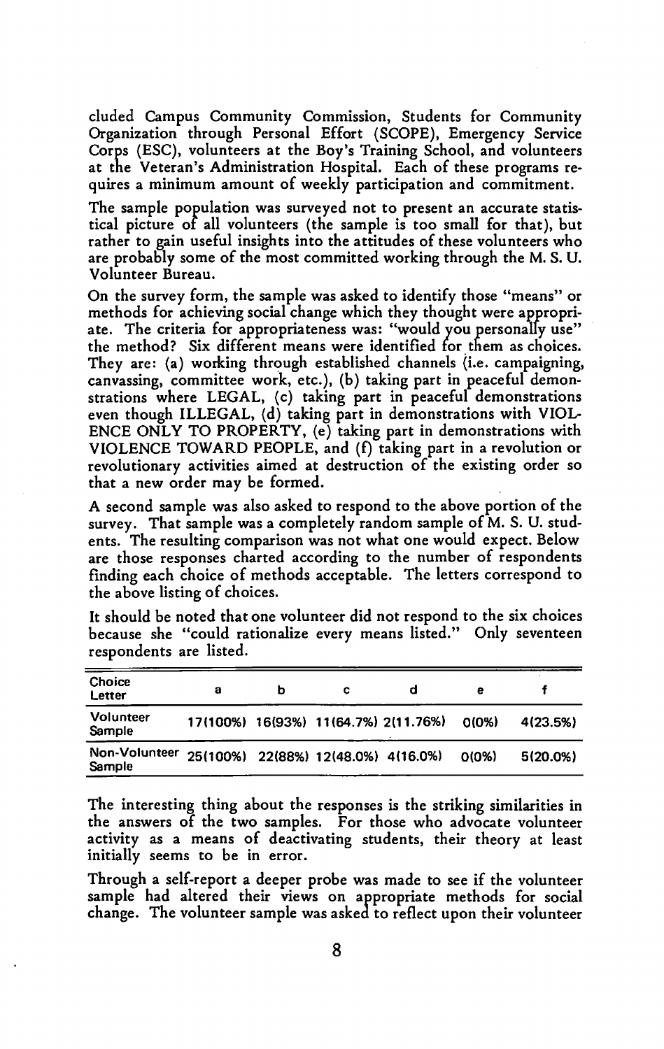cluded Campus Community Commission, Students for Community Organization through Personal Effort (SCOPE), Emergency Service Corps (ESC), volunteers at the Boy's Training School, and volunteers at the Veteran's Administration Hospital. Each of these programs requires a minimum amount of weekly participation and commitment.

The sample population was surveyed not to present an accurate statistical picture of all volunteers (the sample is too small for that), but rather to gain useful insights into the attitudes of these volunteers who are probably some of the most committed working through the M. S. U. Volunteer Bureau.

On the survey form, the sample was asked to identify those "means" or methods for achieving social change which they thought were appropriate. The criteria for appropriateness was: "would you personally use" the method? Six different means were identified for them as choices. They are: (a) working through established channels (i.e. campaigning, canvassing, committee work, etc.), (b) taking part in peaceful demonstrations where LEGAL, (c) taking part in peaceful demonstrations even though ILLEGAL, (d) taking part in demonstrations with VIOLENCE ONLY TO PROPERTY, (e) taking part in demonstrations with VIOLENCE TOWARD PEOPLE, and (f) taking part in a revolution or revolutionary activities aimed at destruction of the existing order so that a new order may be formed.

A second sample was also asked to respond to the above portion of the survey. That sample was a completely random sample of M. S. U. students. The resulting comparison was not what one would expect. Below are those responses charted according to the number of respondents finding each choice of methods acceptable. The letters correspond to the above listing of choices.

It should be noted that one volunteer did not respond to the six choices because she "could rationalize every means listed." Only seventeen respondents are listed.

| Choice Letter | a | b | c | d | e | f |
|---|---|---|---|---|---|---|
| Volunteer Sample | 17(100%) | 16(93%) | 11(64.7%) | 2(11.76%) | 0(0%) | 4(23.5%) |
| Non-Volunteer Sample | 25(100%) | 22(88%) | 12(48.0%) | 4(16.0%) | 0(0%) | 5(20.0%) |

The interesting thing about the responses is the striking similarities in the answers of the two samples. For those who advocate volunteer activity as a means of deactivating students, their theory at least initially seems to be in error.

Through a self-report a deeper probe was made to see if the volunteer sample had altered their views on appropriate methods for social change. The volunteer sample was asked to reflect upon their volunteer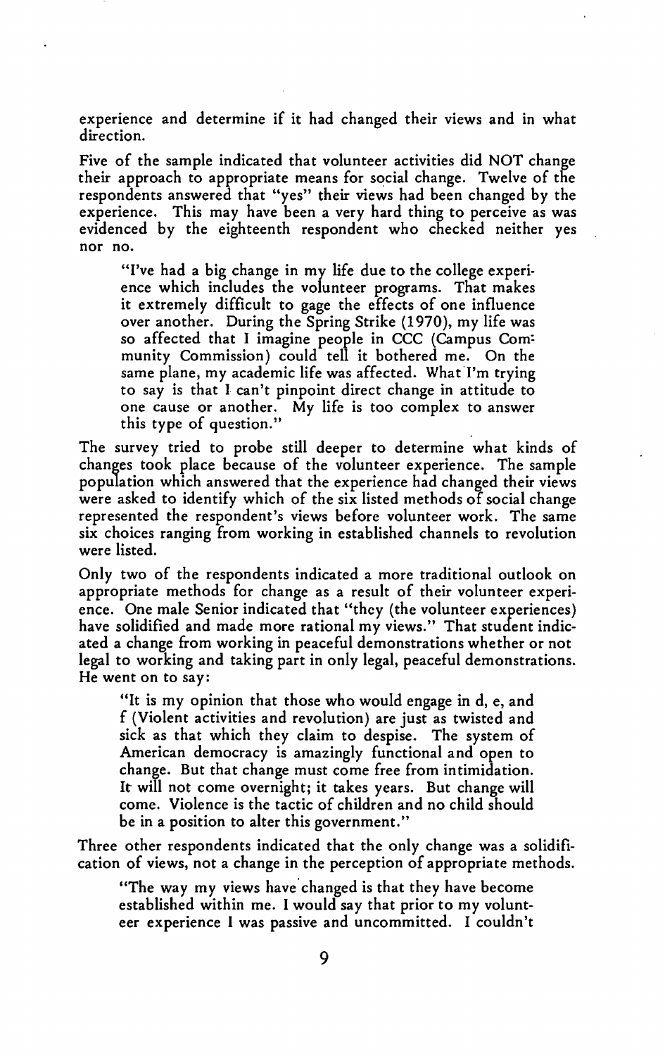experience and determine if it had changed their views and in what direction.

Five of the sample indicated that volunteer activities did NOT change their approach to appropriate means for social change. Twelve of the respondents answered that "yes" their views had been changed by the experience. This may have been a very hard thing to perceive as was evidenced by the eighteenth respondent who checked neither yes nor no.

> "I've had a big change in my life due to the college experience which includes the volunteer programs. That makes it extremely difficult to gage the effects of one influence over another. During the Spring Strike (1970), my life was so affected that I imagine people in CCC (Campus Community Commission) could tell it bothered me. On the same plane, my academic life was affected. What I'm trying to say is that I can't pinpoint direct change in attitude to one cause or another. My life is too complex to answer this type of question."

The survey tried to probe still deeper to determine what kinds of changes took place because of the volunteer experience. The sample population which answered that the experience had changed their views were asked to identify which of the six listed methods of social change represented the respondent's views before volunteer work. The same six choices ranging from working in established channels to revolution were listed.

Only two of the respondents indicated a more traditional outlook on appropriate methods for change as a result of their volunteer experience. One male Senior indicated that "they (the volunteer experiences) have solidified and made more rational my views." That student indicated a change from working in peaceful demonstrations whether or not legal to working and taking part in only legal, peaceful demonstrations. He went on to say:

> "It is my opinion that those who would engage in d, e, and f (Violent activities and revolution) are just as twisted and sick as that which they claim to despise. The system of American democracy is amazingly functional and open to change. But that change must come free from intimidation. It will not come overnight; it takes years. But change will come. Violence is the tactic of children and no child should be in a position to alter this government."

Three other respondents indicated that the only change was a solidification of views, not a change in the perception of appropriate methods.

> "The way my views have changed is that they have become established within me. I would say that prior to my volunteer experience I was passive and uncommitted. I couldn't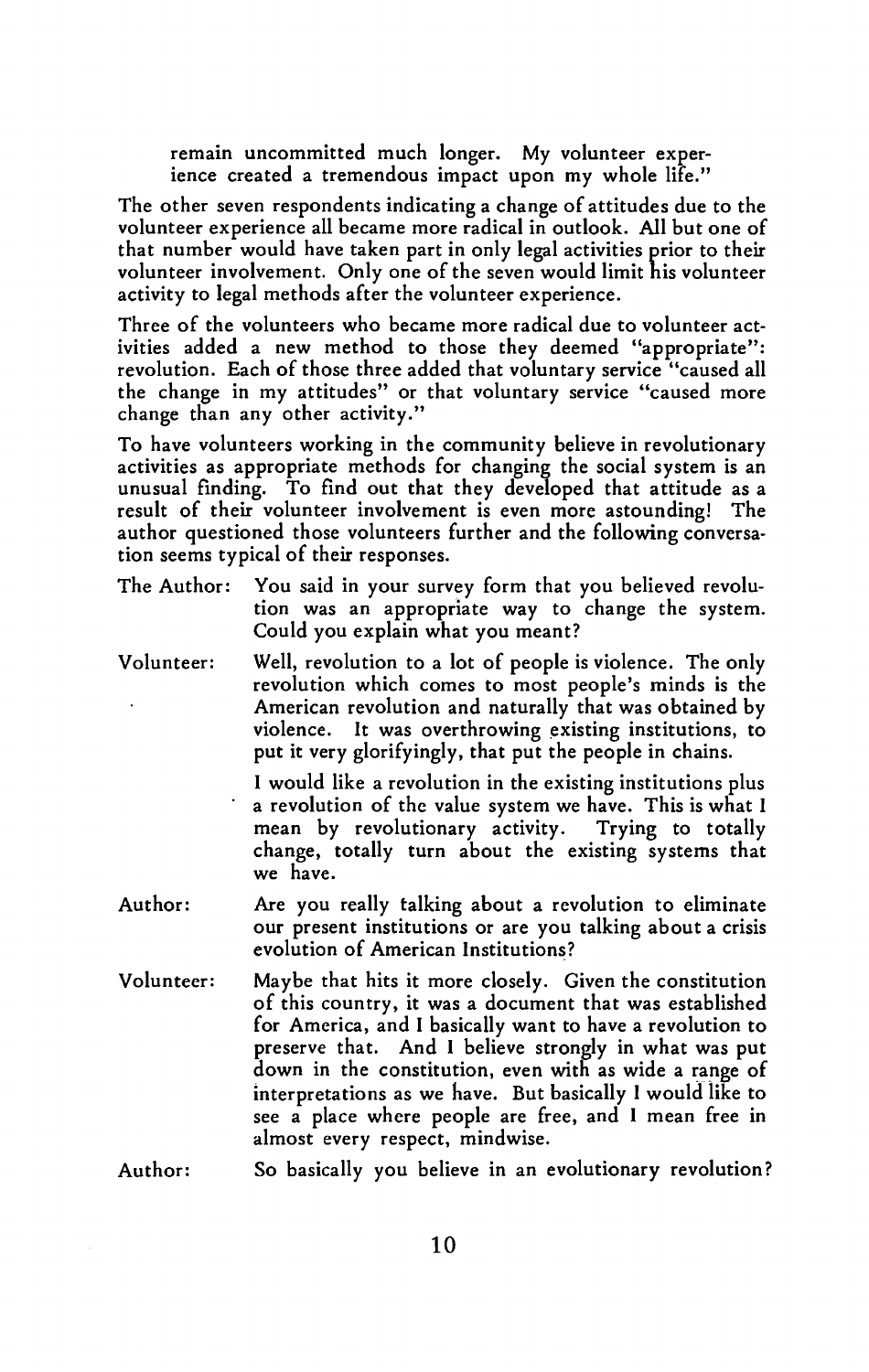> remain uncommitted much longer. My volunteer experience created a tremendous impact upon my whole life."

The other seven respondents indicating a change of attitudes due to the volunteer experience all became more radical in outlook. All but one of that number would have taken part in only legal activities prior to their volunteer involvement. Only one of the seven would limit his volunteer activity to legal methods after the volunteer experience.

Three of the volunteers who became more radical due to volunteer activities added a new method to those they deemed "appropriate": revolution. Each of those three added that voluntary service "caused all the change in my attitudes" or that voluntary service "caused more change than any other activity."

To have volunteers working in the community believe in revolutionary activities as appropriate methods for changing the social system is an unusual finding. To find out that they developed that attitude as a result of their volunteer involvement is even more astounding! The author questioned those volunteers further and the following conversation seems typical of their responses.

**The Author:** You said in your survey form that you believed revolution was an appropriate way to change the system. Could you explain what you meant?

**Volunteer:** Well, revolution to a lot of people is violence. The only revolution which comes to most people's minds is the American revolution and naturally that was obtained by violence. It was overthrowing existing institutions, to put it very glorifyingly, that put the people in chains.

I would like a revolution in the existing institutions plus a revolution of the value system we have. This is what I mean by revolutionary activity. Trying to totally change, totally turn about the existing systems that we have.

**Author:** Are you really talking about a revolution to eliminate our present institutions or are you talking about a crisis evolution of American Institutions?

**Volunteer:** Maybe that hits it more closely. Given the constitution of this country, it was a document that was established for America, and I basically want to have a revolution to preserve that. And I believe strongly in what was put down in the constitution, even with as wide a range of interpretations as we have. But basically I would like to see a place where people are free, and I mean free in almost every respect, mindwise.

**Author:** So basically you believe in an evolutionary revolution?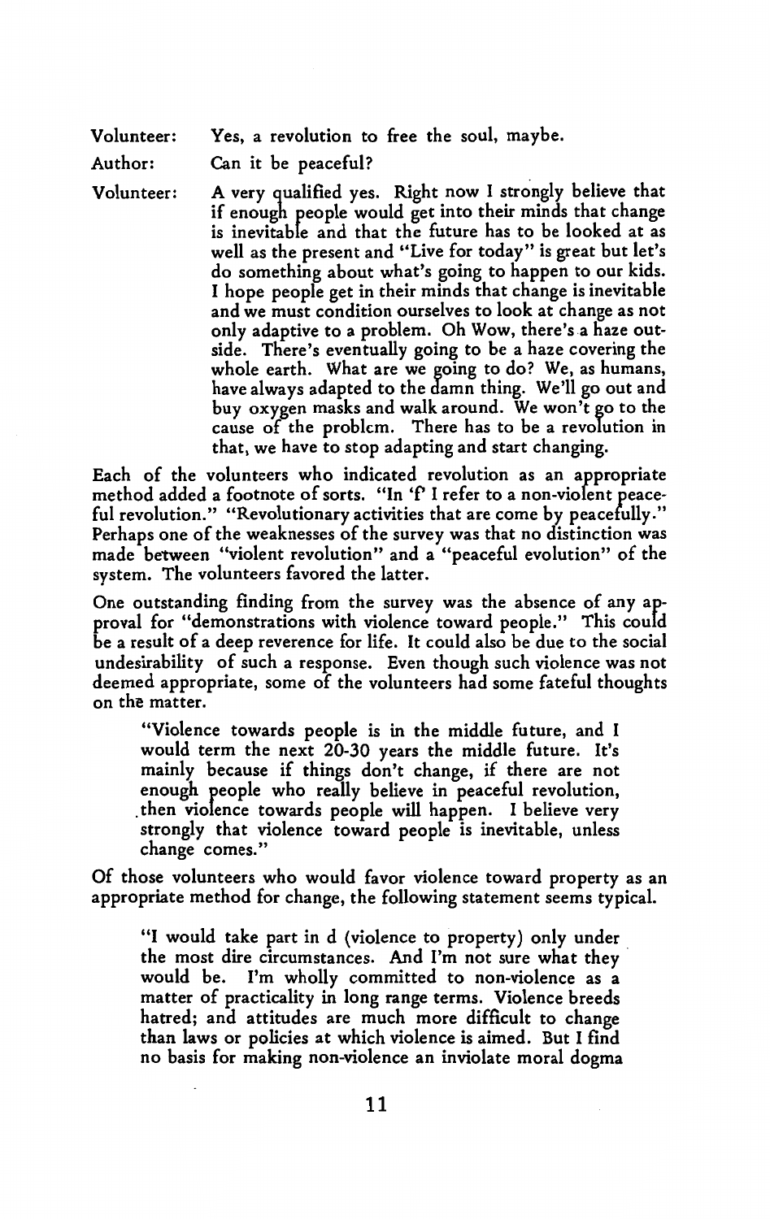Volunteer: Yes, a revolution to free the soul, maybe.

Author: Can it be peaceful?

Volunteer: A very qualified yes. Right now I strongly believe that if enough people would get into their minds that change is inevitable and that the future has to be looked at as well as the present and "Live for today" is great but let's do something about what's going to happen to our kids. I hope people get in their minds that change is inevitable and we must condition ourselves to look at change as not only adaptive to a problem. Oh Wow, there's a haze outside. There's eventually going to be a haze covering the whole earth. What are we going to do? We, as humans, have always adapted to the damn thing. We'll go out and buy oxygen masks and walk around. We won't go to the cause of the problem. There has to be a revolution in that, we have to stop adapting and start changing.

Each of the volunteers who indicated revolution as an appropriate method added a footnote of sorts. "In 'f' I refer to a non-violent peaceful revolution." "Revolutionary activities that are come by peacefully." Perhaps one of the weaknesses of the survey was that no distinction was made between "violent revolution" and a "peaceful evolution" of the system. The volunteers favored the latter.

One outstanding finding from the survey was the absence of any approval for "demonstrations with violence toward people." This could be a result of a deep reverence for life. It could also be due to the social undesirability of such a response. Even though such violence was not deemed appropriate, some of the volunteers had some fateful thoughts on the matter.

> "Violence towards people is in the middle future, and I would term the next 20-30 years the middle future. It's mainly because if things don't change, if there are not enough people who really believe in peaceful revolution, then violence towards people will happen. I believe very strongly that violence toward people is inevitable, unless change comes."

Of those volunteers who would favor violence toward property as an appropriate method for change, the following statement seems typical.

> "I would take part in d (violence to property) only under the most dire circumstances. And I'm not sure what they would be. I'm wholly committed to non-violence as a matter of practicality in long range terms. Violence breeds hatred; and attitudes are much more difficult to change than laws or policies at which violence is aimed. But I find no basis for making non-violence an inviolate moral dogma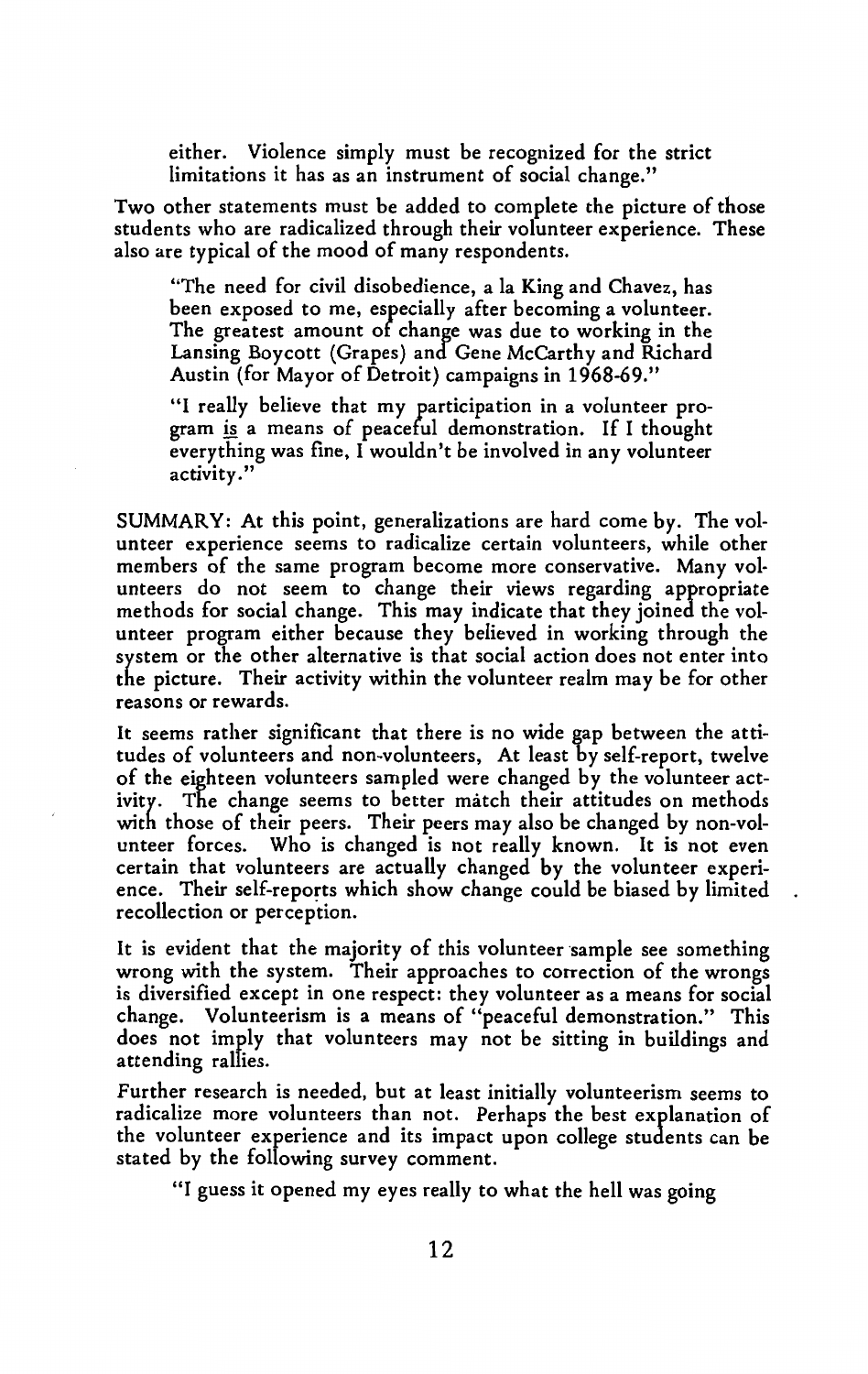> either. Violence simply must be recognized for the strict limitations it has as an instrument of social change."

Two other statements must be added to complete the picture of those students who are radicalized through their volunteer experience. These also are typical of the mood of many respondents.

> "The need for civil disobedience, a la King and Chavez, has been exposed to me, especially after becoming a volunteer. The greatest amount of change was due to working in the Lansing Boycott (Grapes) and Gene McCarthy and Richard Austin (for Mayor of Detroit) campaigns in 1968-69."

> "I really believe that my participation in a volunteer program is a means of peaceful demonstration. If I thought everything was fine, I wouldn't be involved in any volunteer activity."

SUMMARY: At this point, generalizations are hard come by. The volunteer experience seems to radicalize certain volunteers, while other members of the same program become more conservative. Many volunteers do not seem to change their views regarding appropriate methods for social change. This may indicate that they joined the volunteer program either because they believed in working through the system or the other alternative is that social action does not enter into the picture. Their activity within the volunteer realm may be for other reasons or rewards.

It seems rather significant that there is no wide gap between the attitudes of volunteers and non-volunteers, At least by self-report, twelve of the eighteen volunteers sampled were changed by the volunteer activity. The change seems to better match their attitudes on methods with those of their peers. Their peers may also be changed by non-volunteer forces. Who is changed is not really known. It is not even certain that volunteers are actually changed by the volunteer experience. Their self-reports which show change could be biased by limited recollection or perception.

It is evident that the majority of this volunteer sample see something wrong with the system. Their approaches to correction of the wrongs is diversified except in one respect: they volunteer as a means for social change. Volunteerism is a means of "peaceful demonstration." This does not imply that volunteers may not be sitting in buildings and attending rallies.

Further research is needed, but at least initially volunteerism seems to radicalize more volunteers than not. Perhaps the best explanation of the volunteer experience and its impact upon college students can be stated by the following survey comment.

> "I guess it opened my eyes really to what the hell was going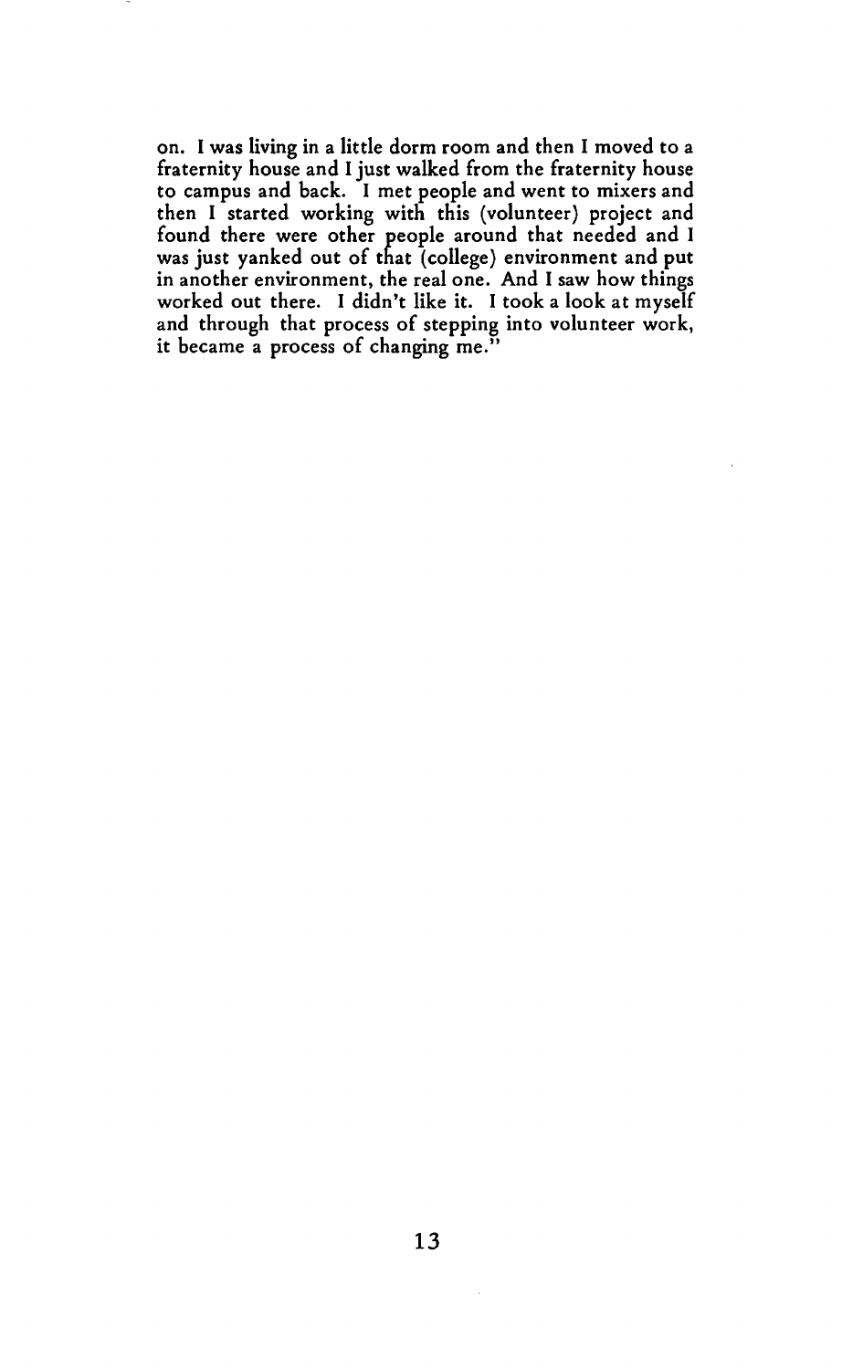on. I was living in a little dorm room and then I moved to a fraternity house and I just walked from the fraternity house to campus and back. I met people and went to mixers and then I started working with this (volunteer) project and found there were other people around that needed and I was just yanked out of that (college) environment and put in another environment, the real one. And I saw how things worked out there. I didn't like it. I took a look at myself and through that process of stepping into volunteer work, it became a process of changing me."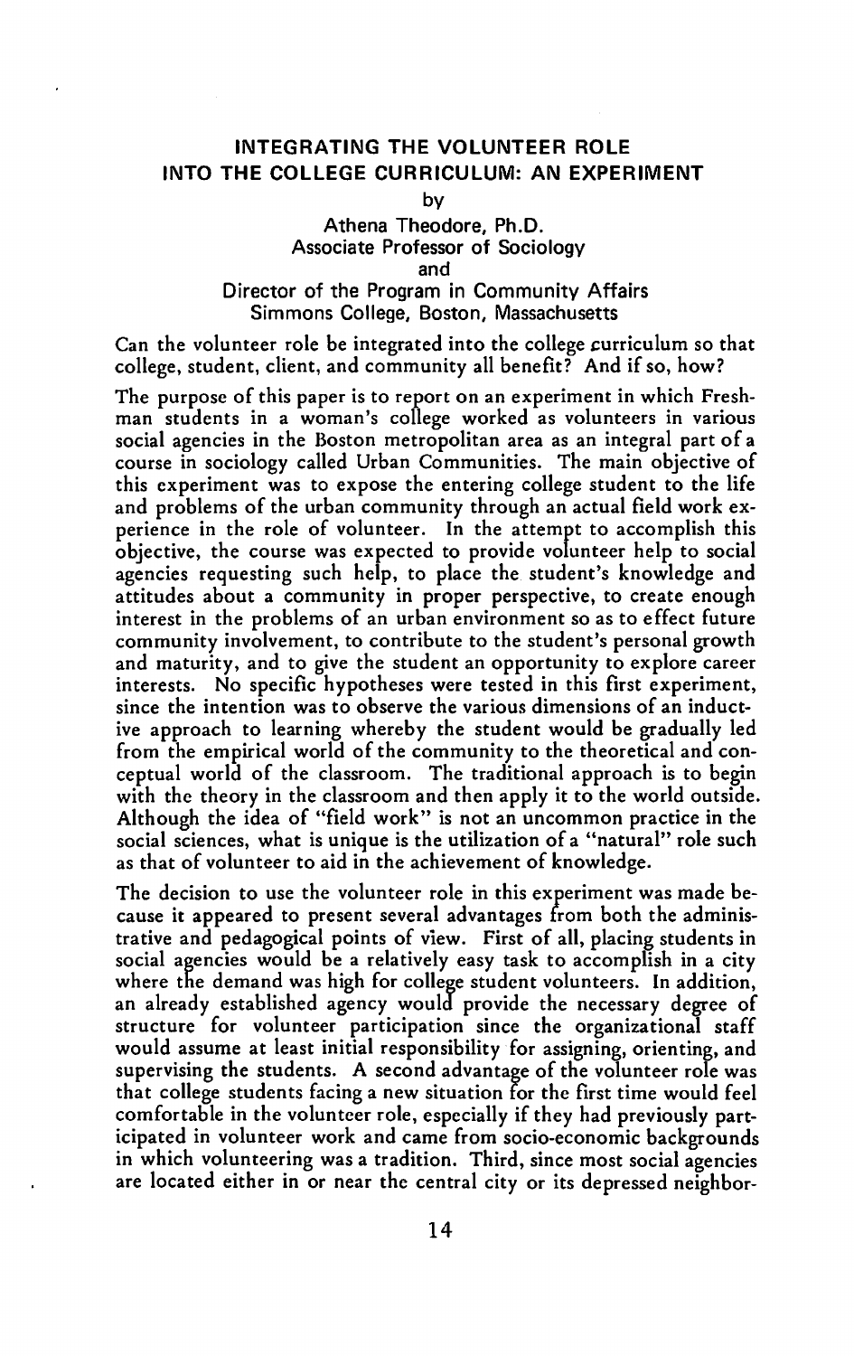## INTEGRATING THE VOLUNTEER ROLE INTO THE COLLEGE CURRICULUM: AN EXPERIMENT

by

Athena Theodore, Ph.D.
Associate Professor of Sociology
and
Director of the Program in Community Affairs
Simmons College, Boston, Massachusetts

Can the volunteer role be integrated into the college curriculum so that college, student, client, and community all benefit? And if so, how?

The purpose of this paper is to report on an experiment in which Freshman students in a woman's college worked as volunteers in various social agencies in the Boston metropolitan area as an integral part of a course in sociology called Urban Communities. The main objective of this experiment was to expose the entering college student to the life and problems of the urban community through an actual field work experience in the role of volunteer. In the attempt to accomplish this objective, the course was expected to provide volunteer help to social agencies requesting such help, to place the student's knowledge and attitudes about a community in proper perspective, to create enough interest in the problems of an urban environment so as to effect future community involvement, to contribute to the student's personal growth and maturity, and to give the student an opportunity to explore career interests. No specific hypotheses were tested in this first experiment, since the intention was to observe the various dimensions of an inductive approach to learning whereby the student would be gradually led from the empirical world of the community to the theoretical and conceptual world of the classroom. The traditional approach is to begin with the theory in the classroom and then apply it to the world outside. Although the idea of "field work" is not an uncommon practice in the social sciences, what is unique is the utilization of a "natural" role such as that of volunteer to aid in the achievement of knowledge.

The decision to use the volunteer role in this experiment was made because it appeared to present several advantages from both the administrative and pedagogical points of view. First of all, placing students in social agencies would be a relatively easy task to accomplish in a city where the demand was high for college student volunteers. In addition, an already established agency would provide the necessary degree of structure for volunteer participation since the organizational staff would assume at least initial responsibility for assigning, orienting, and supervising the students. A second advantage of the volunteer role was that college students facing a new situation for the first time would feel comfortable in the volunteer role, especially if they had previously participated in volunteer work and came from socio-economic backgrounds in which volunteering was a tradition. Third, since most social agencies are located either in or near the central city or its depressed neighbor-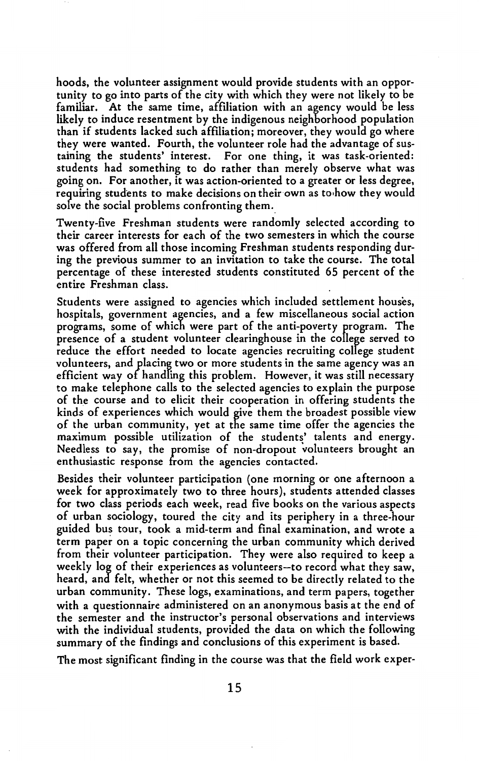hoods, the volunteer assignment would provide students with an opportunity to go into parts of the city with which they were not likely to be familiar. At the same time, affiliation with an agency would be less likely to induce resentment by the indigenous neighborhood population than if students lacked such affiliation; moreover, they would go where they were wanted. Fourth, the volunteer role had the advantage of sustaining the students' interest. For one thing, it was task-oriented: students had something to do rather than merely observe what was going on. For another, it was action-oriented to a greater or less degree, requiring students to make decisions on their own as to how they would solve the social problems confronting them.

Twenty-five Freshman students were randomly selected according to their career interests for each of the two semesters in which the course was offered from all those incoming Freshman students responding during the previous summer to an invitation to take the course. The total percentage of these interested students constituted 65 percent of the entire Freshman class.

Students were assigned to agencies which included settlement houses, hospitals, government agencies, and a few miscellaneous social action programs, some of which were part of the anti-poverty program. The presence of a student volunteer clearinghouse in the college served to reduce the effort needed to locate agencies recruiting college student volunteers, and placing two or more students in the same agency was an efficient way of handling this problem. However, it was still necessary to make telephone calls to the selected agencies to explain the purpose of the course and to elicit their cooperation in offering students the kinds of experiences which would give them the broadest possible view of the urban community, yet at the same time offer the agencies the maximum possible utilization of the students' talents and energy. Needless to say, the promise of non-dropout volunteers brought an enthusiastic response from the agencies contacted.

Besides their volunteer participation (one morning or one afternoon a week for approximately two to three hours), students attended classes for two class periods each week, read five books on the various aspects of urban sociology, toured the city and its periphery in a three-hour guided bus tour, took a mid-term and final examination, and wrote a term paper on a topic concerning the urban community which derived from their volunteer participation. They were also required to keep a weekly log of their experiences as volunteers—to record what they saw, heard, and felt, whether or not this seemed to be directly related to the urban community. These logs, examinations, and term papers, together with a questionnaire administered on an anonymous basis at the end of the semester and the instructor's personal observations and interviews with the individual students, provided the data on which the following summary of the findings and conclusions of this experiment is based.

The most significant finding in the course was that the field work exper-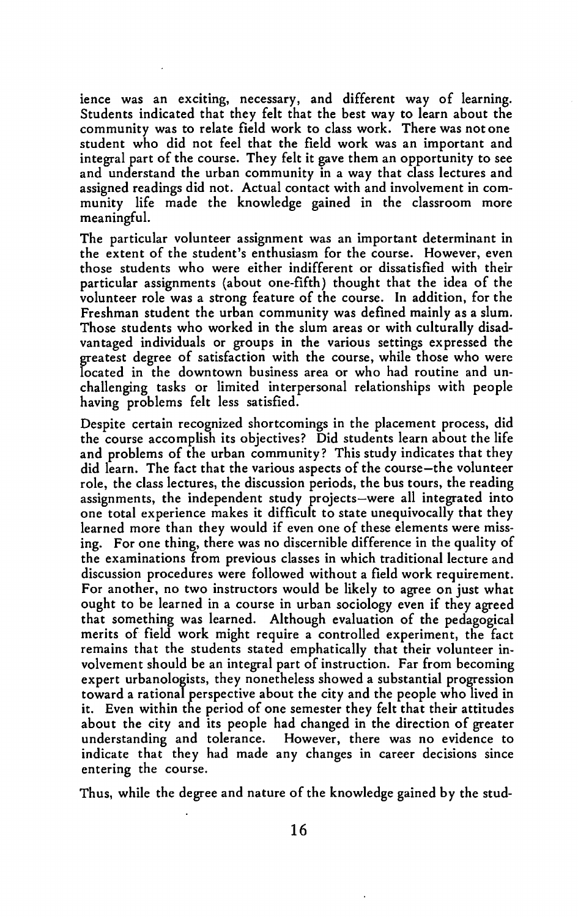ience was an exciting, necessary, and different way of learning. Students indicated that they felt that the best way to learn about the community was to relate field work to class work. There was not one student who did not feel that the field work was an important and integral part of the course. They felt it gave them an opportunity to see and understand the urban community in a way that class lectures and assigned readings did not. Actual contact with and involvement in community life made the knowledge gained in the classroom more meaningful.

The particular volunteer assignment was an important determinant in the extent of the student's enthusiasm for the course. However, even those students who were either indifferent or dissatisfied with their particular assignments (about one-fifth) thought that the idea of the volunteer role was a strong feature of the course. In addition, for the Freshman student the urban community was defined mainly as a slum. Those students who worked in the slum areas or with culturally disadvantaged individuals or groups in the various settings expressed the greatest degree of satisfaction with the course, while those who were located in the downtown business area or who had routine and unchallenging tasks or limited interpersonal relationships with people having problems felt less satisfied.

Despite certain recognized shortcomings in the placement process, did the course accomplish its objectives? Did students learn about the life and problems of the urban community? This study indicates that they did learn. The fact that the various aspects of the course—the volunteer role, the class lectures, the discussion periods, the bus tours, the reading assignments, the independent study projects—were all integrated into one total experience makes it difficult to state unequivocally that they learned more than they would if even one of these elements were missing. For one thing, there was no discernible difference in the quality of the examinations from previous classes in which traditional lecture and discussion procedures were followed without a field work requirement. For another, no two instructors would be likely to agree on just what ought to be learned in a course in urban sociology even if they agreed that something was learned. Although evaluation of the pedagogical merits of field work might require a controlled experiment, the fact remains that the students stated emphatically that their volunteer involvement should be an integral part of instruction. Far from becoming expert urbanologists, they nonetheless showed a substantial progression toward a rational perspective about the city and the people who lived in it. Even within the period of one semester they felt that their attitudes about the city and its people had changed in the direction of greater understanding and tolerance. However, there was no evidence to indicate that they had made any changes in career decisions since entering the course.

Thus, while the degree and nature of the knowledge gained by the stud-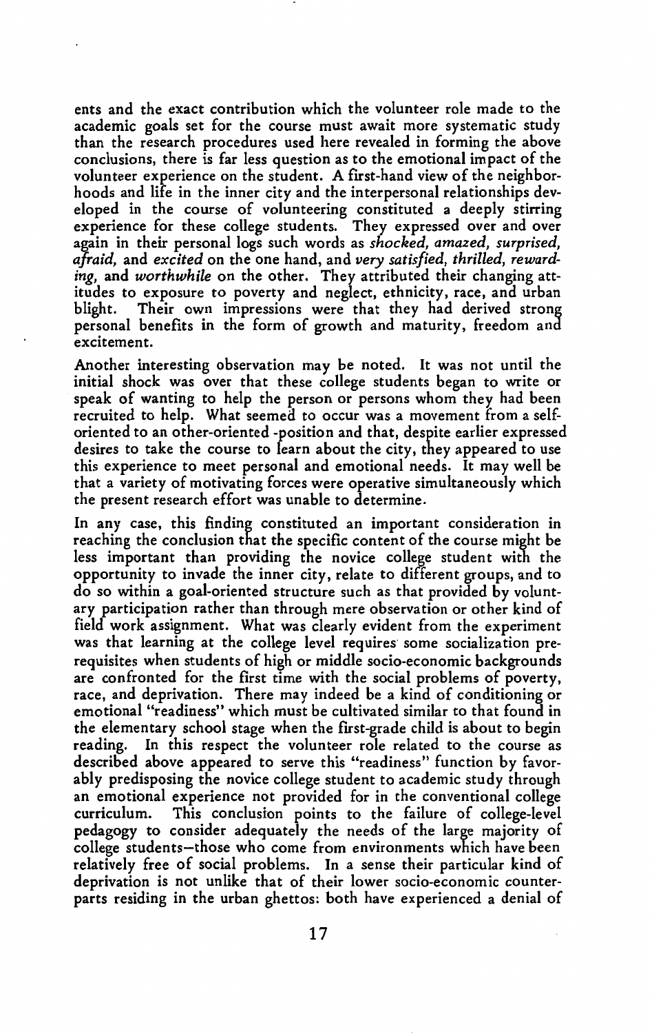ents and the exact contribution which the volunteer role made to the academic goals set for the course must await more systematic study than the research procedures used here revealed in forming the above conclusions, there is far less question as to the emotional impact of the volunteer experience on the student. A first-hand view of the neighborhoods and life in the inner city and the interpersonal relationships developed in the course of volunteering constituted a deeply stirring experience for these college students. They expressed over and over again in their personal logs such words as *shocked, amazed, surprised, afraid,* and *excited* on the one hand, and *very satisfied, thrilled, rewarding,* and *worthwhile* on the other. They attributed their changing attitudes to exposure to poverty and neglect, ethnicity, race, and urban blight. Their own impressions were that they had derived strong personal benefits in the form of growth and maturity, freedom and excitement.

Another interesting observation may be noted. It was not until the initial shock was over that these college students began to write or speak of wanting to help the person or persons whom they had been recruited to help. What seemed to occur was a movement from a self-oriented to an other-oriented -position and that, despite earlier expressed desires to take the course to learn about the city, they appeared to use this experience to meet personal and emotional needs. It may well be that a variety of motivating forces were operative simultaneously which the present research effort was unable to determine.

In any case, this finding constituted an important consideration in reaching the conclusion that the specific content of the course might be less important than providing the novice college student with the opportunity to invade the inner city, relate to different groups, and to do so within a goal-oriented structure such as that provided by voluntary participation rather than through mere observation or other kind of field work assignment. What was clearly evident from the experiment was that learning at the college level requires some socialization prerequisites when students of high or middle socio-economic backgrounds are confronted for the first time with the social problems of poverty, race, and deprivation. There may indeed be a kind of conditioning or emotional "readiness" which must be cultivated similar to that found in the elementary school stage when the first-grade child is about to begin reading. In this respect the volunteer role related to the course as described above appeared to serve this "readiness" function by favorably predisposing the novice college student to academic study through an emotional experience not provided for in the conventional college curriculum. This conclusion points to the failure of college-level pedagogy to consider adequately the needs of the large majority of college students—those who come from environments which have been relatively free of social problems. In a sense their particular kind of deprivation is not unlike that of their lower socio-economic counterparts residing in the urban ghettos: both have experienced a denial of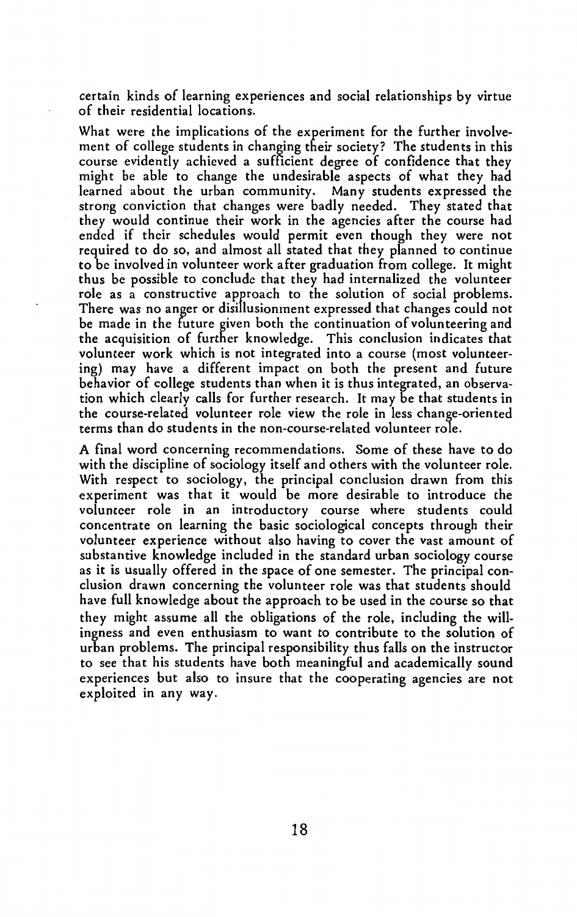certain kinds of learning experiences and social relationships by virtue of their residential locations.

What were the implications of the experiment for the further involvement of college students in changing their society? The students in this course evidently achieved a sufficient degree of confidence that they might be able to change the undesirable aspects of what they had learned about the urban community. Many students expressed the strong conviction that changes were badly needed. They stated that they would continue their work in the agencies after the course had ended if their schedules would permit even though they were not required to do so, and almost all stated that they planned to continue to be involved in volunteer work after graduation from college. It might thus be possible to conclude that they had internalized the volunteer role as a constructive approach to the solution of social problems. There was no anger or disillusionment expressed that changes could not be made in the future given both the continuation of volunteering and the acquisition of further knowledge. This conclusion indicates that volunteer work which is not integrated into a course (most volunteering) may have a different impact on both the present and future behavior of college students than when it is thus integrated, an observation which clearly calls for further research. It may be that students in the course-related volunteer role view the role in less change-oriented terms than do students in the non-course-related volunteer role.

A final word concerning recommendations. Some of these have to do with the discipline of sociology itself and others with the volunteer role. With respect to sociology, the principal conclusion drawn from this experiment was that it would be more desirable to introduce the volunteer role in an introductory course where students could concentrate on learning the basic sociological concepts through their volunteer experience without also having to cover the vast amount of substantive knowledge included in the standard urban sociology course as it is usually offered in the space of one semester. The principal conclusion drawn concerning the volunteer role was that students should have full knowledge about the approach to be used in the course so that they might assume all the obligations of the role, including the willingness and even enthusiasm to want to contribute to the solution of urban problems. The principal responsibility thus falls on the instructor to see that his students have both meaningful and academically sound experiences but also to insure that the cooperating agencies are not exploited in any way.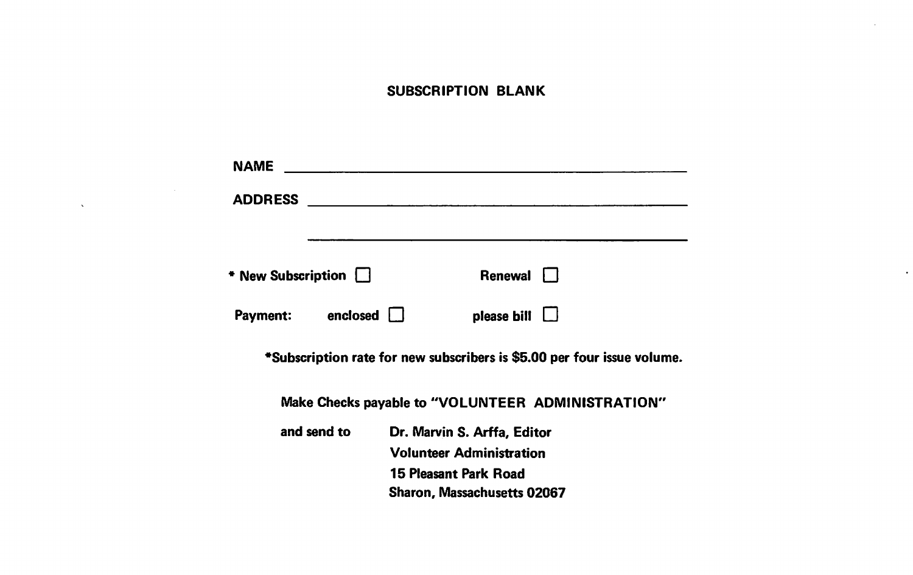## SUBSCRIPTION BLANK

NAME \_\_\_\_\_\_\_\_\_\_\_\_\_\_\_\_\_\_\_\_\_\_\_\_\_\_\_\_\_\_\_\_\_\_\_\_\_\_\_\_\_\_\_\_

ADDRESS \_\_\_\_\_\_\_\_\_\_\_\_\_\_\_\_\_\_\_\_\_\_\_\_\_\_\_\_\_\_\_\_\_\_\_\_\_\_\_\_\_

\_\_\_\_\_\_\_\_\_\_\_\_\_\_\_\_\_\_\_\_\_\_\_\_\_\_\_\_\_\_\_\_\_\_\_\_\_\_\_\_\_\_\_\_\_\_\_\_\_\_

\* New Subscription ☐ Renewal ☐

Payment: enclosed ☐ please bill ☐

\*Subscription rate for new subscribers is $5.00 per four issue volume.

Make Checks payable to "VOLUNTEER ADMINISTRATION"

and send to

Dr. Marvin S. Arffa, Editor
Volunteer Administration
15 Pleasant Park Road
Sharon, Massachusetts 02067